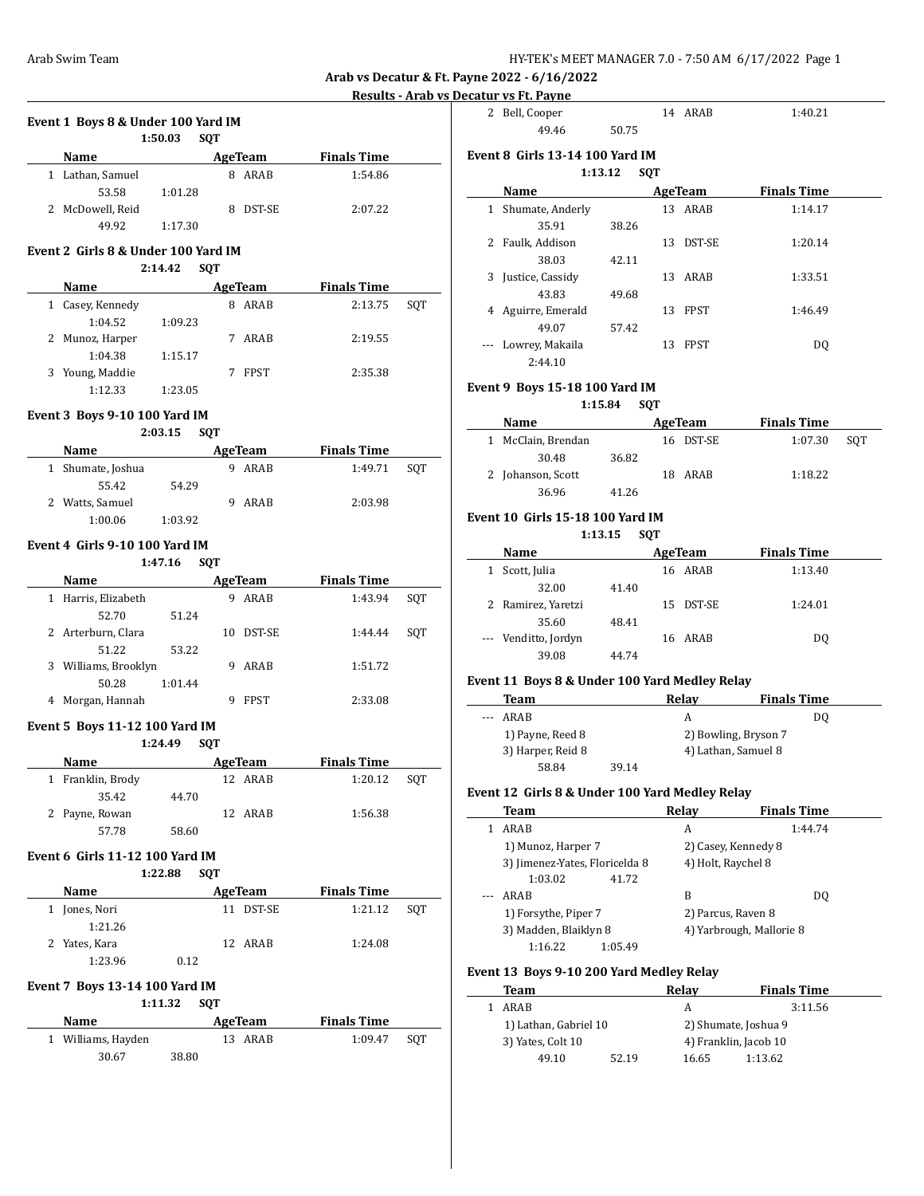## Arab vs Decatur & Ft. Payne 2022 - 6/16/2022

### Results - Arab vs Decatur vs Ft. Payne

**Event 1 Boys 8 & Under 100 Yard IM**

1:50.03 SQT

| | Name | Age | Team | Finals Time | |
|---|---|---|---|---|---|
| 1 | Lathan, Samuel | 8 | ARAB | 1:54.86 | |
| | 53.58 | 1:01.28 | | | |
| 2 | McDowell, Reid | 8 | DST-SE | 2:07.22 | |
| | 49.92 | 1:17.30 | | | |

**Event 2 Girls 8 & Under 100 Yard IM**

2:14.42 SQT

| | Name | Age | Team | Finals Time | |
|---|---|---|---|---|---|
| 1 | Casey, Kennedy | 8 | ARAB | 2:13.75 | SQT |
| | 1:04.52 | 1:09.23 | | | |
| 2 | Munoz, Harper | 7 | ARAB | 2:19.55 | |
| | 1:04.38 | 1:15.17 | | | |
| 3 | Young, Maddie | 7 | FPST | 2:35.38 | |
| | 1:12.33 | 1:23.05 | | | |

**Event 3 Boys 9-10 100 Yard IM**

2:03.15 SQT

| | Name | Age | Team | Finals Time | |
|---|---|---|---|---|---|
| 1 | Shumate, Joshua | 9 | ARAB | 1:49.71 | SQT |
| | 55.42 | 54.29 | | | |
| 2 | Watts, Samuel | 9 | ARAB | 2:03.98 | |
| | 1:00.06 | 1:03.92 | | | |

**Event 4 Girls 9-10 100 Yard IM**

1:47.16 SQT

| | Name | Age | Team | Finals Time | |
|---|---|---|---|---|---|
| 1 | Harris, Elizabeth | 9 | ARAB | 1:43.94 | SQT |
| | 52.70 | 51.24 | | | |
| 2 | Arterburn, Clara | 10 | DST-SE | 1:44.44 | SQT |
| | 51.22 | 53.22 | | | |
| 3 | Williams, Brooklyn | 9 | ARAB | 1:51.72 | |
| | 50.28 | 1:01.44 | | | |
| 4 | Morgan, Hannah | 9 | FPST | 2:33.08 | |

**Event 5 Boys 11-12 100 Yard IM**

1:24.49 SQT

| | Name | Age | Team | Finals Time | |
|---|---|---|---|---|---|
| 1 | Franklin, Brody | 12 | ARAB | 1:20.12 | SQT |
| | 35.42 | 44.70 | | | |
| 2 | Payne, Rowan | 12 | ARAB | 1:56.38 | |
| | 57.78 | 58.60 | | | |

**Event 6 Girls 11-12 100 Yard IM**

1:22.88 SQT

| | Name | Age | Team | Finals Time | |
|---|---|---|---|---|---|
| 1 | Jones, Nori | 11 | DST-SE | 1:21.12 | SQT |
| | 1:21.26 | | | | |
| 2 | Yates, Kara | 12 | ARAB | 1:24.08 | |
| | 1:23.96 | 0.12 | | | |

**Event 7 Boys 13-14 100 Yard IM**

1:11.32 SQT

| | Name | Age | Team | Finals Time | |
|---|---|---|---|---|---|
| 1 | Williams, Hayden | 13 | ARAB | 1:09.47 | SQT |
| | 30.67 | 38.80 | | | |
| 2 | Bell, Cooper | 14 | ARAB | 1:40.21 | |
| | 49.46 | 50.75 | | | |

**Event 8 Girls 13-14 100 Yard IM**

1:13.12 SQT

| | Name | Age | Team | Finals Time | |
|---|---|---|---|---|---|
| 1 | Shumate, Anderly | 13 | ARAB | 1:14.17 | |
| | 35.91 | 38.26 | | | |
| 2 | Faulk, Addison | 13 | DST-SE | 1:20.14 | |
| | 38.03 | 42.11 | | | |
| 3 | Justice, Cassidy | 13 | ARAB | 1:33.51 | |
| | 43.83 | 49.68 | | | |
| 4 | Aguirre, Emerald | 13 | FPST | 1:46.49 | |
| | 49.07 | 57.42 | | | |
| --- | Lowrey, Makaila | 13 | FPST | DQ | |
| | 2:44.10 | | | | |

**Event 9 Boys 15-18 100 Yard IM**

1:15.84 SQT

| | Name | Age | Team | Finals Time | |
|---|---|---|---|---|---|
| 1 | McClain, Brendan | 16 | DST-SE | 1:07.30 | SQT |
| | 30.48 | 36.82 | | | |
| 2 | Johanson, Scott | 18 | ARAB | 1:18.22 | |
| | 36.96 | 41.26 | | | |

**Event 10 Girls 15-18 100 Yard IM**

1:13.15 SQT

| | Name | Age | Team | Finals Time | |
|---|---|---|---|---|---|
| 1 | Scott, Julia | 16 | ARAB | 1:13.40 | |
| | 32.00 | 41.40 | | | |
| 2 | Ramirez, Yaretzi | 15 | DST-SE | 1:24.01 | |
| | 35.60 | 48.41 | | | |
| --- | Venditto, Jordyn | 16 | ARAB | DQ | |
| | 39.08 | 44.74 | | | |

**Event 11 Boys 8 & Under 100 Yard Medley Relay**

| | Team | Relay | Finals Time |
|---|---|---|---|
| --- | ARAB | A | DQ |
| | 1) Payne, Reed 8 | 2) Bowling, Bryson 7 | |
| | 3) Harper, Reid 8 | 4) Lathan, Samuel 8 | |
| | 58.84 39.14 | | |

**Event 12 Girls 8 & Under 100 Yard Medley Relay**

| | Team | Relay | Finals Time |
|---|---|---|---|
| 1 | ARAB | A | 1:44.74 |
| | 1) Munoz, Harper 7 | 2) Casey, Kennedy 8 | |
| | 3) Jimenez-Yates, Floricelda 8 | 4) Holt, Raychel 8 | |
| | 1:03.02 41.72 | | |
| --- | ARAB | B | DQ |
| | 1) Forsythe, Piper 7 | 2) Parcus, Raven 8 | |
| | 3) Madden, Blaiklyn 8 | 4) Yarbrough, Mallorie 8 | |
| | 1:16.22 1:05.49 | | |

**Event 13 Boys 9-10 200 Yard Medley Relay**

| | Team | Relay | Finals Time |
|---|---|---|---|
| 1 | ARAB | A | 3:11.56 |
| | 1) Lathan, Gabriel 10 | 2) Shumate, Joshua 9 | |
| | 3) Yates, Colt 10 | 4) Franklin, Jacob 10 | |
| | 49.10 52.19 | 16.65 1:13.62 | |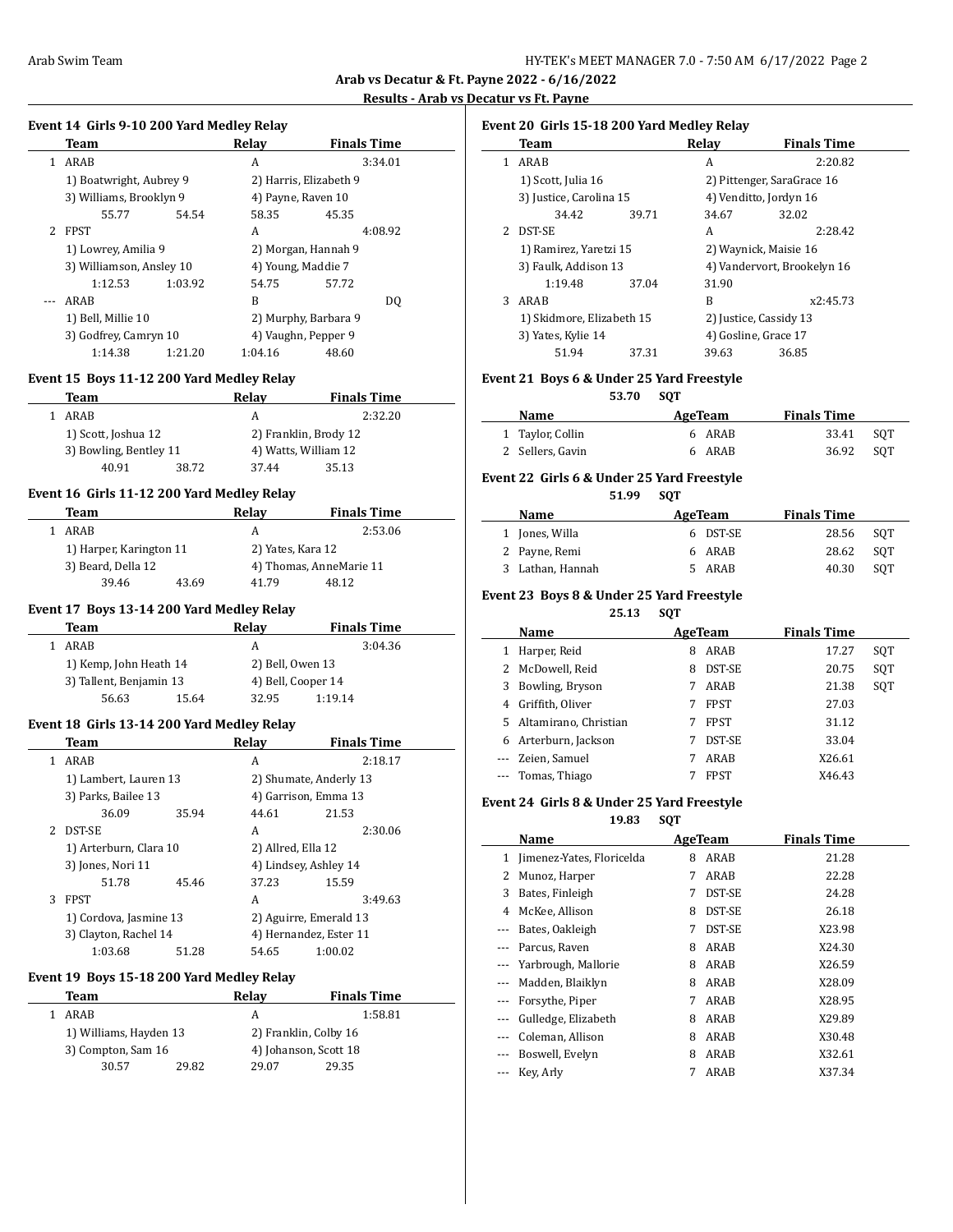## Arab vs Decatur & Ft. Payne 2022 - 6/16/2022

### Results - Arab vs Decatur vs Ft. Payne

#### Event 14 Girls 9-10 200 Yard Medley Relay

| | Team | Relay | Finals Time |
|---|---|---|---|
| 1 | ARAB | A | 3:34.01 |
| | 1) Boatwright, Aubrey 9 | 2) Harris, Elizabeth 9 | |
| | 3) Williams, Brooklyn 9 | 4) Payne, Raven 10 | |
| | 55.77 54.54 | 58.35 45.35 | |
| 2 | FPST | A | 4:08.92 |
| | 1) Lowrey, Amilia 9 | 2) Morgan, Hannah 9 | |
| | 3) Williamson, Ansley 10 | 4) Young, Maddie 7 | |
| | 1:12.53 1:03.92 | 54.75 57.72 | |
| --- | ARAB | B | DQ |
| | 1) Bell, Millie 10 | 2) Murphy, Barbara 9 | |
| | 3) Godfrey, Camryn 10 | 4) Vaughn, Pepper 9 | |
| | 1:14.38 1:21.20 | 1:04.16 48.60 | |

#### Event 15 Boys 11-12 200 Yard Medley Relay

| | Team | Relay | Finals Time |
|---|---|---|---|
| 1 | ARAB | A | 2:32.20 |
| | 1) Scott, Joshua 12 | 2) Franklin, Brody 12 | |
| | 3) Bowling, Bentley 11 | 4) Watts, William 12 | |
| | 40.91 38.72 | 37.44 35.13 | |

#### Event 16 Girls 11-12 200 Yard Medley Relay

| | Team | Relay | Finals Time |
|---|---|---|---|
| 1 | ARAB | A | 2:53.06 |
| | 1) Harper, Karington 11 | 2) Yates, Kara 12 | |
| | 3) Beard, Della 12 | 4) Thomas, AnneMarie 11 | |
| | 39.46 43.69 | 41.79 48.12 | |

#### Event 17 Boys 13-14 200 Yard Medley Relay

| | Team | Relay | Finals Time |
|---|---|---|---|
| 1 | ARAB | A | 3:04.36 |
| | 1) Kemp, John Heath 14 | 2) Bell, Owen 13 | |
| | 3) Tallent, Benjamin 13 | 4) Bell, Cooper 14 | |
| | 56.63 15.64 | 32.95 1:19.14 | |

#### Event 18 Girls 13-14 200 Yard Medley Relay

| | Team | Relay | Finals Time |
|---|---|---|---|
| 1 | ARAB | A | 2:18.17 |
| | 1) Lambert, Lauren 13 | 2) Shumate, Anderly 13 | |
| | 3) Parks, Bailee 13 | 4) Garrison, Emma 13 | |
| | 36.09 35.94 | 44.61 21.53 | |
| 2 | DST-SE | A | 2:30.06 |
| | 1) Arterburn, Clara 10 | 2) Allred, Ella 12 | |
| | 3) Jones, Nori 11 | 4) Lindsey, Ashley 14 | |
| | 51.78 45.46 | 37.23 15.59 | |
| 3 | FPST | A | 3:49.63 |
| | 1) Cordova, Jasmine 13 | 2) Aguirre, Emerald 13 | |
| | 3) Clayton, Rachel 14 | 4) Hernandez, Ester 11 | |
| | 1:03.68 51.28 | 54.65 1:00.02 | |

#### Event 19 Boys 15-18 200 Yard Medley Relay

| | Team | Relay | Finals Time |
|---|---|---|---|
| 1 | ARAB | A | 1:58.81 |
| | 1) Williams, Hayden 13 | 2) Franklin, Colby 16 | |
| | 3) Compton, Sam 16 | 4) Johanson, Scott 18 | |
| | 30.57 29.82 | 29.07 29.35 | |

#### Event 20 Girls 15-18 200 Yard Medley Relay

| | Team | Relay | Finals Time |
|---|---|---|---|
| 1 | ARAB | A | 2:20.82 |
| | 1) Scott, Julia 16 | 2) Pittenger, SaraGrace 16 | |
| | 3) Justice, Carolina 15 | 4) Venditto, Jordyn 16 | |
| | 34.42 39.71 | 34.67 32.02 | |
| 2 | DST-SE | A | 2:28.42 |
| | 1) Ramirez, Yaretzi 15 | 2) Waynick, Maisie 16 | |
| | 3) Faulk, Addison 13 | 4) Vandervort, Brookelyn 16 | |
| | 1:19.48 37.04 | 31.90 | |
| 3 | ARAB | B | x2:45.73 |
| | 1) Skidmore, Elizabeth 15 | 2) Justice, Cassidy 13 | |
| | 3) Yates, Kylie 14 | 4) Gosline, Grace 17 | |
| | 51.94 37.31 | 39.63 36.85 | |

#### Event 21 Boys 6 & Under 25 Yard Freestyle

53.70 SQT

| | Name | Age | Team | Finals Time | |
|---|---|---|---|---|---|
| 1 | Taylor, Collin | 6 | ARAB | 33.41 | SQT |
| 2 | Sellers, Gavin | 6 | ARAB | 36.92 | SQT |

#### Event 22 Girls 6 & Under 25 Yard Freestyle

51.99 SQT

| | Name | Age | Team | Finals Time | |
|---|---|---|---|---|---|
| 1 | Jones, Willa | 6 | DST-SE | 28.56 | SQT |
| 2 | Payne, Remi | 6 | ARAB | 28.62 | SQT |
| 3 | Lathan, Hannah | 5 | ARAB | 40.30 | SQT |

#### Event 23 Boys 8 & Under 25 Yard Freestyle

25.13 SQT

| | Name | Age | Team | Finals Time | |
|---|---|---|---|---|---|
| 1 | Harper, Reid | 8 | ARAB | 17.27 | SQT |
| 2 | McDowell, Reid | 8 | DST-SE | 20.75 | SQT |
| 3 | Bowling, Bryson | 7 | ARAB | 21.38 | SQT |
| 4 | Griffith, Oliver | 7 | FPST | 27.03 | |
| 5 | Altamirano, Christian | 7 | FPST | 31.12 | |
| 6 | Arterburn, Jackson | 7 | DST-SE | 33.04 | |
| --- | Zeien, Samuel | 7 | ARAB | X26.61 | |
| --- | Tomas, Thiago | 7 | FPST | X46.43 | |

#### Event 24 Girls 8 & Under 25 Yard Freestyle

19.83 SQT

| | Name | Age | Team | Finals Time |
|---|---|---|---|---|
| 1 | Jimenez-Yates, Floricelda | 8 | ARAB | 21.28 |
| 2 | Munoz, Harper | 7 | ARAB | 22.28 |
| 3 | Bates, Finleigh | 7 | DST-SE | 24.28 |
| 4 | McKee, Allison | 8 | DST-SE | 26.18 |
| --- | Bates, Oakleigh | 7 | DST-SE | X23.98 |
| --- | Parcus, Raven | 8 | ARAB | X24.30 |
| --- | Yarbrough, Mallorie | 8 | ARAB | X26.59 |
| --- | Madden, Blaiklyn | 8 | ARAB | X28.09 |
| --- | Forsythe, Piper | 7 | ARAB | X28.95 |
| --- | Gulledge, Elizabeth | 8 | ARAB | X29.89 |
| --- | Coleman, Allison | 8 | ARAB | X30.48 |
| --- | Boswell, Evelyn | 8 | ARAB | X32.61 |
| --- | Key, Arly | 7 | ARAB | X37.34 |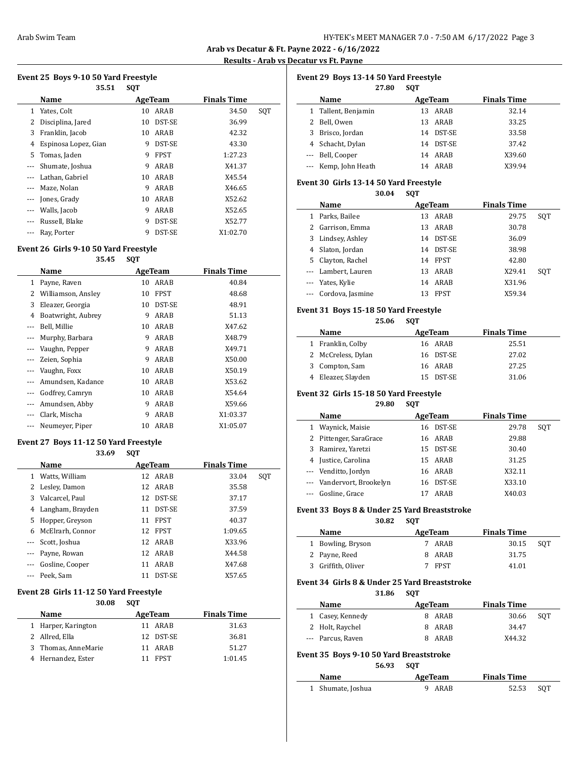**Arab vs Decatur & Ft. Payne 2022 - 6/16/2022**

**Results - Arab vs Decatur vs Ft. Payne**

### Event 25 Boys 9-10 50 Yard Freestyle

35.51 SQT

| | Name | Age | Team | Finals Time | |
|---|---|---|---|---|---|
| 1 | Yates, Colt | 10 | ARAB | 34.50 | SQT |
| 2 | Disciplina, Jared | 10 | DST-SE | 36.99 | |
| 3 | Franklin, Jacob | 10 | ARAB | 42.32 | |
| 4 | Espinosa Lopez, Gian | 9 | DST-SE | 43.30 | |
| 5 | Tomas, Jaden | 9 | FPST | 1:27.23 | |
| --- | Shumate, Joshua | 9 | ARAB | X41.37 | |
| --- | Lathan, Gabriel | 10 | ARAB | X45.54 | |
| --- | Maze, Nolan | 9 | ARAB | X46.65 | |
| --- | Jones, Grady | 10 | ARAB | X52.62 | |
| --- | Walls, Jacob | 9 | ARAB | X52.65 | |
| --- | Russell, Blake | 9 | DST-SE | X52.77 | |
| --- | Ray, Porter | 9 | DST-SE | X1:02.70 | |

### Event 26 Girls 9-10 50 Yard Freestyle

35.45 SQT

| | Name | Age | Team | Finals Time |
|---|---|---|---|---|
| 1 | Payne, Raven | 10 | ARAB | 40.84 |
| 2 | Williamson, Ansley | 10 | FPST | 48.68 |
| 3 | Eleazer, Georgia | 10 | DST-SE | 48.91 |
| 4 | Boatwright, Aubrey | 9 | ARAB | 51.13 |
| --- | Bell, Millie | 10 | ARAB | X47.62 |
| --- | Murphy, Barbara | 9 | ARAB | X48.79 |
| --- | Vaughn, Pepper | 9 | ARAB | X49.71 |
| --- | Zeien, Sophia | 9 | ARAB | X50.00 |
| --- | Vaughn, Foxx | 10 | ARAB | X50.19 |
| --- | Amundsen, Kadance | 10 | ARAB | X53.62 |
| --- | Godfrey, Camryn | 10 | ARAB | X54.64 |
| --- | Amundsen, Abby | 9 | ARAB | X59.66 |
| --- | Clark, Mischa | 9 | ARAB | X1:03.37 |
| --- | Neumeyer, Piper | 10 | ARAB | X1:05.07 |

### Event 27 Boys 11-12 50 Yard Freestyle

33.69 SQT

| | Name | Age | Team | Finals Time | |
|---|---|---|---|---|---|
| 1 | Watts, William | 12 | ARAB | 33.04 | SQT |
| 2 | Lesley, Damon | 12 | ARAB | 35.58 | |
| 3 | Valcarcel, Paul | 12 | DST-SE | 37.17 | |
| 4 | Langham, Brayden | 11 | DST-SE | 37.59 | |
| 5 | Hopper, Greyson | 11 | FPST | 40.37 | |
| 6 | McElrarh, Connor | 12 | FPST | 1:09.65 | |
| --- | Scott, Joshua | 12 | ARAB | X33.96 | |
| --- | Payne, Rowan | 12 | ARAB | X44.58 | |
| --- | Gosline, Cooper | 11 | ARAB | X47.68 | |
| --- | Peek, Sam | 11 | DST-SE | X57.65 | |

### Event 28 Girls 11-12 50 Yard Freestyle

30.08 SQT

| | Name | Age | Team | Finals Time |
|---|---|---|---|---|
| 1 | Harper, Karington | 11 | ARAB | 31.63 |
| 2 | Allred, Ella | 12 | DST-SE | 36.81 |
| 3 | Thomas, AnneMarie | 11 | ARAB | 51.27 |
| 4 | Hernandez, Ester | 11 | FPST | 1:01.45 |

### Event 29 Boys 13-14 50 Yard Freestyle

27.80 SQT

| | Name | Age | Team | Finals Time |
|---|---|---|---|---|
| 1 | Tallent, Benjamin | 13 | ARAB | 32.14 |
| 2 | Bell, Owen | 13 | ARAB | 33.25 |
| 3 | Brisco, Jordan | 14 | DST-SE | 33.58 |
| 4 | Schacht, Dylan | 14 | DST-SE | 37.42 |
| --- | Bell, Cooper | 14 | ARAB | X39.60 |
| --- | Kemp, John Heath | 14 | ARAB | X39.94 |

### Event 30 Girls 13-14 50 Yard Freestyle

30.04 SQT

| | Name | Age | Team | Finals Time | |
|---|---|---|---|---|---|
| 1 | Parks, Bailee | 13 | ARAB | 29.75 | SQT |
| 2 | Garrison, Emma | 13 | ARAB | 30.78 | |
| 3 | Lindsey, Ashley | 14 | DST-SE | 36.09 | |
| 4 | Slaton, Jordan | 14 | DST-SE | 38.98 | |
| 5 | Clayton, Rachel | 14 | FPST | 42.80 | |
| --- | Lambert, Lauren | 13 | ARAB | X29.41 | SQT |
| --- | Yates, Kylie | 14 | ARAB | X31.96 | |
| --- | Cordova, Jasmine | 13 | FPST | X59.34 | |

### Event 31 Boys 15-18 50 Yard Freestyle

25.06 SQT

| | Name | Age | Team | Finals Time |
|---|---|---|---|---|
| 1 | Franklin, Colby | 16 | ARAB | 25.51 |
| 2 | McCreless, Dylan | 16 | DST-SE | 27.02 |
| 3 | Compton, Sam | 16 | ARAB | 27.25 |
| 4 | Eleazer, Slayden | 15 | DST-SE | 31.06 |

### Event 32 Girls 15-18 50 Yard Freestyle

29.80 SQT

| | Name | Age | Team | Finals Time | |
|---|---|---|---|---|---|
| 1 | Waynick, Maisie | 16 | DST-SE | 29.78 | SQT |
| 2 | Pittenger, SaraGrace | 16 | ARAB | 29.88 | |
| 3 | Ramirez, Yaretzi | 15 | DST-SE | 30.40 | |
| 4 | Justice, Carolina | 15 | ARAB | 31.25 | |
| --- | Venditto, Jordyn | 16 | ARAB | X32.11 | |
| --- | Vandervort, Brookelyn | 16 | DST-SE | X33.10 | |
| --- | Gosline, Grace | 17 | ARAB | X40.03 | |

### Event 33 Boys 8 & Under 25 Yard Breaststroke

30.82 SQT

| | Name | Age | Team | Finals Time | |
|---|---|---|---|---|---|
| 1 | Bowling, Bryson | 7 | ARAB | 30.15 | SQT |
| 2 | Payne, Reed | 8 | ARAB | 31.75 | |
| 3 | Griffith, Oliver | 7 | FPST | 41.01 | |

### Event 34 Girls 8 & Under 25 Yard Breaststroke

31.86 SQT

| | Name | Age | Team | Finals Time | |
|---|---|---|---|---|---|
| 1 | Casey, Kennedy | 8 | ARAB | 30.66 | SQT |
| 2 | Holt, Raychel | 8 | ARAB | 34.47 | |
| --- | Parcus, Raven | 8 | ARAB | X44.32 | |

### Event 35 Boys 9-10 50 Yard Breaststroke

56.93 SQT

| | Name | Age | Team | Finals Time | |
|---|---|---|---|---|---|
| 1 | Shumate, Joshua | 9 | ARAB | 52.53 | SQT |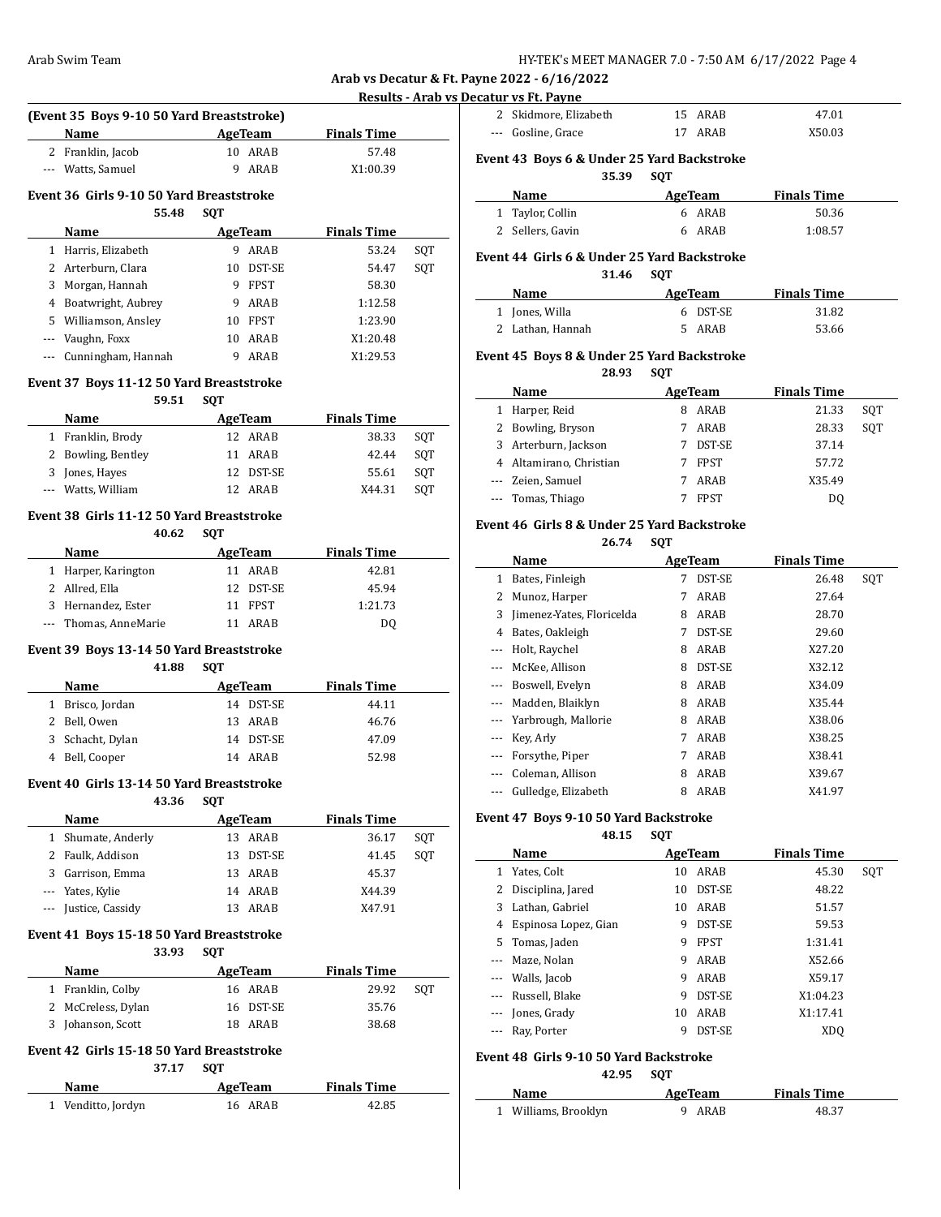**Arab vs Decatur & Ft. Payne 2022 - 6/16/2022**

**Results - Arab vs Decatur vs Ft. Payne**

### (Event 35 Boys 9-10 50 Yard Breaststroke)

| | Name | Age | Team | Finals Time | |
|---|---|---|---|---|---|
| 2 | Franklin, Jacob | 10 | ARAB | 57.48 | |
| --- | Watts, Samuel | 9 | ARAB | X1:00.39 | |

### Event 36 Girls 9-10 50 Yard Breaststroke

55.48 SQT

| | Name | Age | Team | Finals Time | |
|---|---|---|---|---|---|
| 1 | Harris, Elizabeth | 9 | ARAB | 53.24 | SQT |
| 2 | Arterburn, Clara | 10 | DST-SE | 54.47 | SQT |
| 3 | Morgan, Hannah | 9 | FPST | 58.30 | |
| 4 | Boatwright, Aubrey | 9 | ARAB | 1:12.58 | |
| 5 | Williamson, Ansley | 10 | FPST | 1:23.90 | |
| --- | Vaughn, Foxx | 10 | ARAB | X1:20.48 | |
| --- | Cunningham, Hannah | 9 | ARAB | X1:29.53 | |

### Event 37 Boys 11-12 50 Yard Breaststroke

59.51 SQT

| | Name | Age | Team | Finals Time | |
|---|---|---|---|---|---|
| 1 | Franklin, Brody | 12 | ARAB | 38.33 | SQT |
| 2 | Bowling, Bentley | 11 | ARAB | 42.44 | SQT |
| 3 | Jones, Hayes | 12 | DST-SE | 55.61 | SQT |
| --- | Watts, William | 12 | ARAB | X44.31 | SQT |

### Event 38 Girls 11-12 50 Yard Breaststroke

40.62 SQT

| | Name | Age | Team | Finals Time | |
|---|---|---|---|---|---|
| 1 | Harper, Karington | 11 | ARAB | 42.81 | |
| 2 | Allred, Ella | 12 | DST-SE | 45.94 | |
| 3 | Hernandez, Ester | 11 | FPST | 1:21.73 | |
| --- | Thomas, AnneMarie | 11 | ARAB | DQ | |

### Event 39 Boys 13-14 50 Yard Breaststroke

41.88 SQT

| | Name | Age | Team | Finals Time | |
|---|---|---|---|---|---|
| 1 | Brisco, Jordan | 14 | DST-SE | 44.11 | |
| 2 | Bell, Owen | 13 | ARAB | 46.76 | |
| 3 | Schacht, Dylan | 14 | DST-SE | 47.09 | |
| 4 | Bell, Cooper | 14 | ARAB | 52.98 | |

### Event 40 Girls 13-14 50 Yard Breaststroke

43.36 SQT

| | Name | Age | Team | Finals Time | |
|---|---|---|---|---|---|
| 1 | Shumate, Anderly | 13 | ARAB | 36.17 | SQT |
| 2 | Faulk, Addison | 13 | DST-SE | 41.45 | SQT |
| 3 | Garrison, Emma | 13 | ARAB | 45.37 | |
| --- | Yates, Kylie | 14 | ARAB | X44.39 | |
| --- | Justice, Cassidy | 13 | ARAB | X47.91 | |

### Event 41 Boys 15-18 50 Yard Breaststroke

33.93 SQT

| | Name | Age | Team | Finals Time | |
|---|---|---|---|---|---|
| 1 | Franklin, Colby | 16 | ARAB | 29.92 | SQT |
| 2 | McCreless, Dylan | 16 | DST-SE | 35.76 | |
| 3 | Johanson, Scott | 18 | ARAB | 38.68 | |

### Event 42 Girls 15-18 50 Yard Breaststroke

37.17 SQT

| | Name | Age | Team | Finals Time | |
|---|---|---|---|---|---|
| 1 | Venditto, Jordyn | 16 | ARAB | 42.85 | |
| 2 | Skidmore, Elizabeth | 15 | ARAB | 47.01 | |
| --- | Gosline, Grace | 17 | ARAB | X50.03 | |

### Event 43 Boys 6 & Under 25 Yard Backstroke

35.39 SQT

| | Name | Age | Team | Finals Time | |
|---|---|---|---|---|---|
| 1 | Taylor, Collin | 6 | ARAB | 50.36 | |
| 2 | Sellers, Gavin | 6 | ARAB | 1:08.57 | |

### Event 44 Girls 6 & Under 25 Yard Backstroke

31.46 SQT

| | Name | Age | Team | Finals Time | |
|---|---|---|---|---|---|
| 1 | Jones, Willa | 6 | DST-SE | 31.82 | |
| 2 | Lathan, Hannah | 5 | ARAB | 53.66 | |

### Event 45 Boys 8 & Under 25 Yard Backstroke

28.93 SQT

| | Name | Age | Team | Finals Time | |
|---|---|---|---|---|---|
| 1 | Harper, Reid | 8 | ARAB | 21.33 | SQT |
| 2 | Bowling, Bryson | 7 | ARAB | 28.33 | SQT |
| 3 | Arterburn, Jackson | 7 | DST-SE | 37.14 | |
| 4 | Altamirano, Christian | 7 | FPST | 57.72 | |
| --- | Zeien, Samuel | 7 | ARAB | X35.49 | |
| --- | Tomas, Thiago | 7 | FPST | DQ | |

### Event 46 Girls 8 & Under 25 Yard Backstroke

26.74 SQT

| | Name | Age | Team | Finals Time | |
|---|---|---|---|---|---|
| 1 | Bates, Finleigh | 7 | DST-SE | 26.48 | SQT |
| 2 | Munoz, Harper | 7 | ARAB | 27.64 | |
| 3 | Jimenez-Yates, Floricelda | 8 | ARAB | 28.70 | |
| 4 | Bates, Oakleigh | 7 | DST-SE | 29.60 | |
| --- | Holt, Raychel | 8 | ARAB | X27.20 | |
| --- | McKee, Allison | 8 | DST-SE | X32.12 | |
| --- | Boswell, Evelyn | 8 | ARAB | X34.09 | |
| --- | Madden, Blaiklyn | 8 | ARAB | X35.44 | |
| --- | Yarbrough, Mallorie | 8 | ARAB | X38.06 | |
| --- | Key, Arly | 7 | ARAB | X38.25 | |
| --- | Forsythe, Piper | 7 | ARAB | X38.41 | |
| --- | Coleman, Allison | 8 | ARAB | X39.67 | |
| --- | Gulledge, Elizabeth | 8 | ARAB | X41.97 | |

### Event 47 Boys 9-10 50 Yard Backstroke

48.15 SQT

| | Name | Age | Team | Finals Time | |
|---|---|---|---|---|---|
| 1 | Yates, Colt | 10 | ARAB | 45.30 | SQT |
| 2 | Disciplina, Jared | 10 | DST-SE | 48.22 | |
| 3 | Lathan, Gabriel | 10 | ARAB | 51.57 | |
| 4 | Espinosa Lopez, Gian | 9 | DST-SE | 59.53 | |
| 5 | Tomas, Jaden | 9 | FPST | 1:31.41 | |
| --- | Maze, Nolan | 9 | ARAB | X52.66 | |
| --- | Walls, Jacob | 9 | ARAB | X59.17 | |
| --- | Russell, Blake | 9 | DST-SE | X1:04.23 | |
| --- | Jones, Grady | 10 | ARAB | X1:17.41 | |
| --- | Ray, Porter | 9 | DST-SE | XDQ | |

### Event 48 Girls 9-10 50 Yard Backstroke

42.95 SQT

| | Name | Age | Team | Finals Time | |
|---|---|---|---|---|---|
| 1 | Williams, Brooklyn | 9 | ARAB | 48.37 | |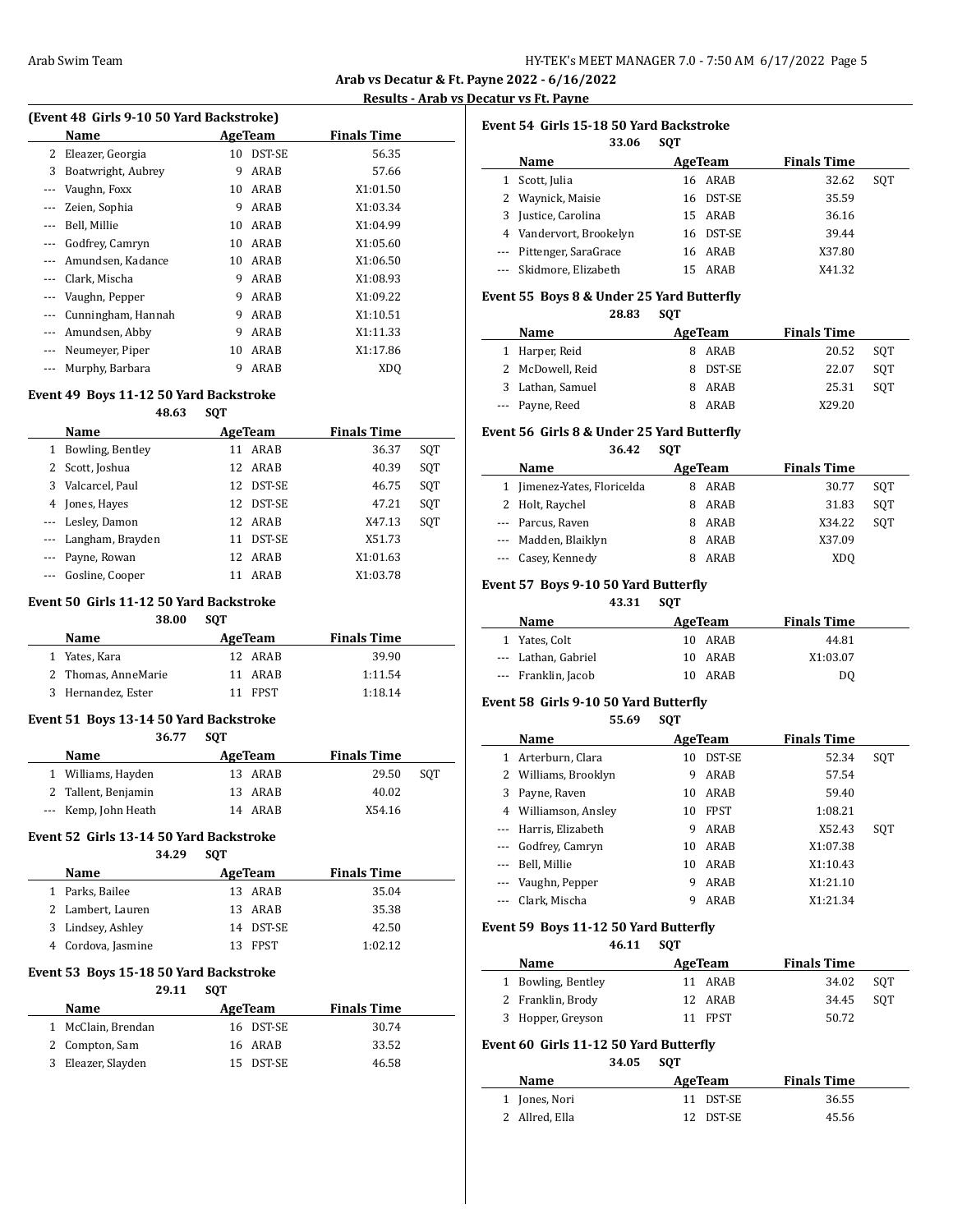Arab vs Decatur & Ft. Payne 2022 - 6/16/2022

Results - Arab vs Decatur vs Ft. Payne

### (Event 48 Girls 9-10 50 Yard Backstroke)

| | Name | Age | Team | Finals Time | |
|---|---|---|---|---|---|
| 2 | Eleazer, Georgia | 10 | DST-SE | 56.35 | |
| 3 | Boatwright, Aubrey | 9 | ARAB | 57.66 | |
| --- | Vaughn, Foxx | 10 | ARAB | X1:01.50 | |
| --- | Zeien, Sophia | 9 | ARAB | X1:03.34 | |
| --- | Bell, Millie | 10 | ARAB | X1:04.99 | |
| --- | Godfrey, Camryn | 10 | ARAB | X1:05.60 | |
| --- | Amundsen, Kadance | 10 | ARAB | X1:06.50 | |
| --- | Clark, Mischa | 9 | ARAB | X1:08.93 | |
| --- | Vaughn, Pepper | 9 | ARAB | X1:09.22 | |
| --- | Cunningham, Hannah | 9 | ARAB | X1:10.51 | |
| --- | Amundsen, Abby | 9 | ARAB | X1:11.33 | |
| --- | Neumeyer, Piper | 10 | ARAB | X1:17.86 | |
| --- | Murphy, Barbara | 9 | ARAB | XDQ | |

### Event 49 Boys 11-12 50 Yard Backstroke

48.63 SQT

| | Name | Age | Team | Finals Time | |
|---|---|---|---|---|---|
| 1 | Bowling, Bentley | 11 | ARAB | 36.37 | SQT |
| 2 | Scott, Joshua | 12 | ARAB | 40.39 | SQT |
| 3 | Valcarcel, Paul | 12 | DST-SE | 46.75 | SQT |
| 4 | Jones, Hayes | 12 | DST-SE | 47.21 | SQT |
| --- | Lesley, Damon | 12 | ARAB | X47.13 | SQT |
| --- | Langham, Brayden | 11 | DST-SE | X51.73 | |
| --- | Payne, Rowan | 12 | ARAB | X1:01.63 | |
| --- | Gosline, Cooper | 11 | ARAB | X1:03.78 | |

### Event 50 Girls 11-12 50 Yard Backstroke

38.00 SQT

| | Name | Age | Team | Finals Time | |
|---|---|---|---|---|---|
| 1 | Yates, Kara | 12 | ARAB | 39.90 | |
| 2 | Thomas, AnneMarie | 11 | ARAB | 1:11.54 | |
| 3 | Hernandez, Ester | 11 | FPST | 1:18.14 | |

### Event 51 Boys 13-14 50 Yard Backstroke

36.77 SQT

| | Name | Age | Team | Finals Time | |
|---|---|---|---|---|---|
| 1 | Williams, Hayden | 13 | ARAB | 29.50 | SQT |
| 2 | Tallent, Benjamin | 13 | ARAB | 40.02 | |
| --- | Kemp, John Heath | 14 | ARAB | X54.16 | |

### Event 52 Girls 13-14 50 Yard Backstroke

34.29 SQT

| | Name | Age | Team | Finals Time | |
|---|---|---|---|---|---|
| 1 | Parks, Bailee | 13 | ARAB | 35.04 | |
| 2 | Lambert, Lauren | 13 | ARAB | 35.38 | |
| 3 | Lindsey, Ashley | 14 | DST-SE | 42.50 | |
| 4 | Cordova, Jasmine | 13 | FPST | 1:02.12 | |

### Event 53 Boys 15-18 50 Yard Backstroke

29.11 SQT

| | Name | Age | Team | Finals Time | |
|---|---|---|---|---|---|
| 1 | McClain, Brendan | 16 | DST-SE | 30.74 | |
| 2 | Compton, Sam | 16 | ARAB | 33.52 | |
| 3 | Eleazer, Slayden | 15 | DST-SE | 46.58 | |

### Event 54 Girls 15-18 50 Yard Backstroke

33.06 SQT

| | Name | Age | Team | Finals Time | |
|---|---|---|---|---|---|
| 1 | Scott, Julia | 16 | ARAB | 32.62 | SQT |
| 2 | Waynick, Maisie | 16 | DST-SE | 35.59 | |
| 3 | Justice, Carolina | 15 | ARAB | 36.16 | |
| 4 | Vandervort, Brookelyn | 16 | DST-SE | 39.44 | |
| --- | Pittenger, SaraGrace | 16 | ARAB | X37.80 | |
| --- | Skidmore, Elizabeth | 15 | ARAB | X41.32 | |

### Event 55 Boys 8 & Under 25 Yard Butterfly

28.83 SQT

| | Name | Age | Team | Finals Time | |
|---|---|---|---|---|---|
| 1 | Harper, Reid | 8 | ARAB | 20.52 | SQT |
| 2 | McDowell, Reid | 8 | DST-SE | 22.07 | SQT |
| 3 | Lathan, Samuel | 8 | ARAB | 25.31 | SQT |
| --- | Payne, Reed | 8 | ARAB | X29.20 | |

### Event 56 Girls 8 & Under 25 Yard Butterfly

36.42 SQT

| | Name | Age | Team | Finals Time | |
|---|---|---|---|---|---|
| 1 | Jimenez-Yates, Floricelda | 8 | ARAB | 30.77 | SQT |
| 2 | Holt, Raychel | 8 | ARAB | 31.83 | SQT |
| --- | Parcus, Raven | 8 | ARAB | X34.22 | SQT |
| --- | Madden, Blaiklyn | 8 | ARAB | X37.09 | |
| --- | Casey, Kennedy | 8 | ARAB | XDQ | |

### Event 57 Boys 9-10 50 Yard Butterfly

43.31 SQT

| | Name | Age | Team | Finals Time | |
|---|---|---|---|---|---|
| 1 | Yates, Colt | 10 | ARAB | 44.81 | |
| --- | Lathan, Gabriel | 10 | ARAB | X1:03.07 | |
| --- | Franklin, Jacob | 10 | ARAB | DQ | |

### Event 58 Girls 9-10 50 Yard Butterfly

55.69 SQT

| | Name | Age | Team | Finals Time | |
|---|---|---|---|---|---|
| 1 | Arterburn, Clara | 10 | DST-SE | 52.34 | SQT |
| 2 | Williams, Brooklyn | 9 | ARAB | 57.54 | |
| 3 | Payne, Raven | 10 | ARAB | 59.40 | |
| 4 | Williamson, Ansley | 10 | FPST | 1:08.21 | |
| --- | Harris, Elizabeth | 9 | ARAB | X52.43 | SQT |
| --- | Godfrey, Camryn | 10 | ARAB | X1:07.38 | |
| --- | Bell, Millie | 10 | ARAB | X1:10.43 | |
| --- | Vaughn, Pepper | 9 | ARAB | X1:21.10 | |
| --- | Clark, Mischa | 9 | ARAB | X1:21.34 | |

### Event 59 Boys 11-12 50 Yard Butterfly

46.11 SQT

| | Name | Age | Team | Finals Time | |
|---|---|---|---|---|---|
| 1 | Bowling, Bentley | 11 | ARAB | 34.02 | SQT |
| 2 | Franklin, Brody | 12 | ARAB | 34.45 | SQT |
| 3 | Hopper, Greyson | 11 | FPST | 50.72 | |

### Event 60 Girls 11-12 50 Yard Butterfly

34.05 SQT

| | Name | Age | Team | Finals Time | |
|---|---|---|---|---|---|
| 1 | Jones, Nori | 11 | DST-SE | 36.55 | |
| 2 | Allred, Ella | 12 | DST-SE | 45.56 | |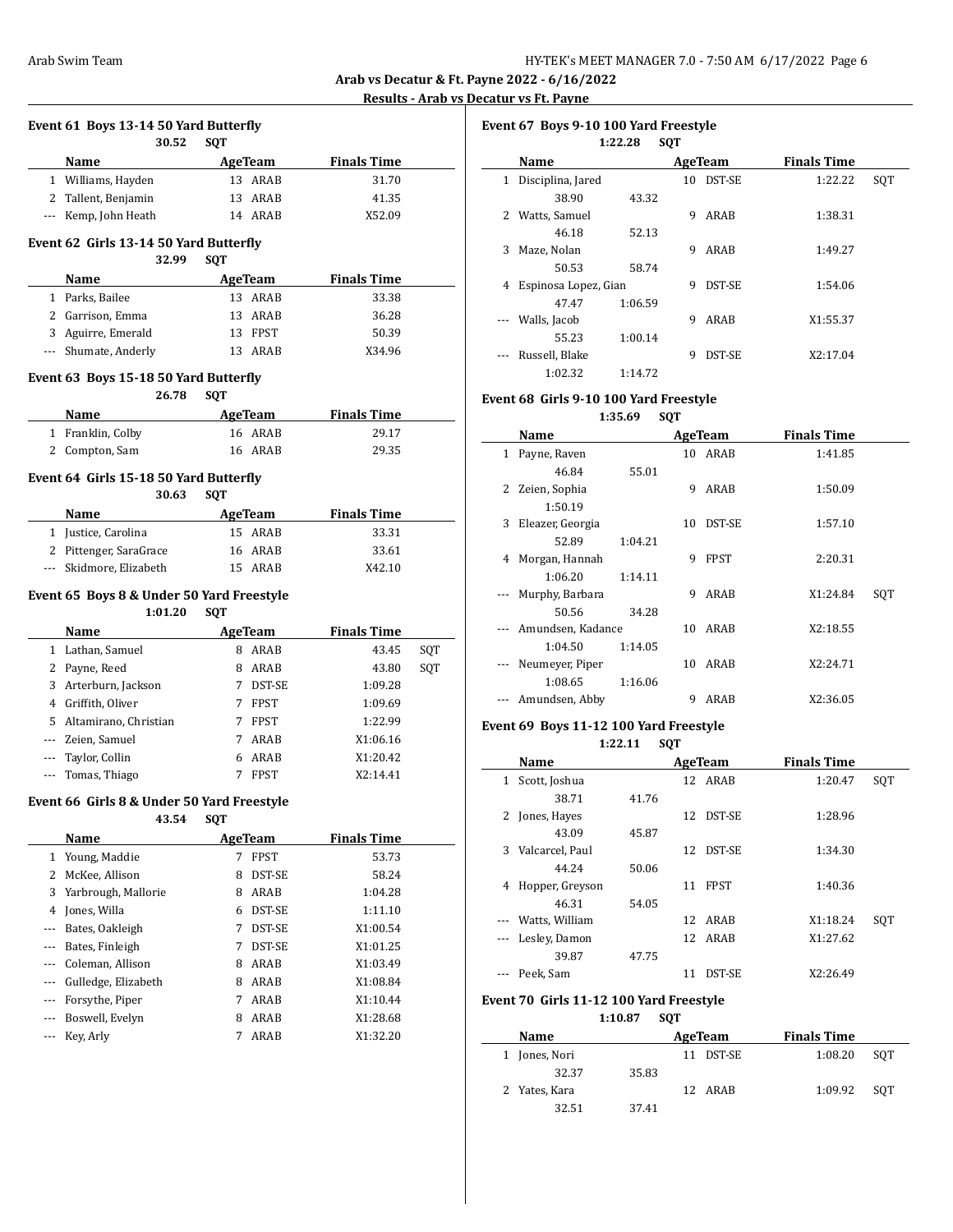# Arab vs Decatur & Ft. Payne 2022 - 6/16/2022

## Results - Arab vs Decatur vs Ft. Payne

### Event 61 Boys 13-14 50 Yard Butterfly

30.52 SQT

| | Name | Age | Team | Finals Time | |
|---|---|---|---|---|---|
| 1 | Williams, Hayden | 13 | ARAB | 31.70 | |
| 2 | Tallent, Benjamin | 13 | ARAB | 41.35 | |
| --- | Kemp, John Heath | 14 | ARAB | X52.09 | |

### Event 62 Girls 13-14 50 Yard Butterfly

32.99 SQT

| | Name | Age | Team | Finals Time | |
|---|---|---|---|---|---|
| 1 | Parks, Bailee | 13 | ARAB | 33.38 | |
| 2 | Garrison, Emma | 13 | ARAB | 36.28 | |
| 3 | Aguirre, Emerald | 13 | FPST | 50.39 | |
| --- | Shumate, Anderly | 13 | ARAB | X34.96 | |

### Event 63 Boys 15-18 50 Yard Butterfly

26.78 SQT

| | Name | Age | Team | Finals Time | |
|---|---|---|---|---|---|
| 1 | Franklin, Colby | 16 | ARAB | 29.17 | |
| 2 | Compton, Sam | 16 | ARAB | 29.35 | |

### Event 64 Girls 15-18 50 Yard Butterfly

30.63 SQT

| | Name | Age | Team | Finals Time | |
|---|---|---|---|---|---|
| 1 | Justice, Carolina | 15 | ARAB | 33.31 | |
| 2 | Pittenger, SaraGrace | 16 | ARAB | 33.61 | |
| --- | Skidmore, Elizabeth | 15 | ARAB | X42.10 | |

### Event 65 Boys 8 & Under 50 Yard Freestyle

1:01.20 SQT

| | Name | Age | Team | Finals Time | |
|---|---|---|---|---|---|
| 1 | Lathan, Samuel | 8 | ARAB | 43.45 | SQT |
| 2 | Payne, Reed | 8 | ARAB | 43.80 | SQT |
| 3 | Arterburn, Jackson | 7 | DST-SE | 1:09.28 | |
| 4 | Griffith, Oliver | 7 | FPST | 1:09.69 | |
| 5 | Altamirano, Christian | 7 | FPST | 1:22.99 | |
| --- | Zeien, Samuel | 7 | ARAB | X1:06.16 | |
| --- | Taylor, Collin | 6 | ARAB | X1:20.42 | |
| --- | Tomas, Thiago | 7 | FPST | X2:14.41 | |

### Event 66 Girls 8 & Under 50 Yard Freestyle

43.54 SQT

| | Name | Age | Team | Finals Time | |
|---|---|---|---|---|---|
| 1 | Young, Maddie | 7 | FPST | 53.73 | |
| 2 | McKee, Allison | 8 | DST-SE | 58.24 | |
| 3 | Yarbrough, Mallorie | 8 | ARAB | 1:04.28 | |
| 4 | Jones, Willa | 6 | DST-SE | 1:11.10 | |
| --- | Bates, Oakleigh | 7 | DST-SE | X1:00.54 | |
| --- | Bates, Finleigh | 7 | DST-SE | X1:01.25 | |
| --- | Coleman, Allison | 8 | ARAB | X1:03.49 | |
| --- | Gulledge, Elizabeth | 8 | ARAB | X1:08.84 | |
| --- | Forsythe, Piper | 7 | ARAB | X1:10.44 | |
| --- | Boswell, Evelyn | 8 | ARAB | X1:28.68 | |
| --- | Key, Arly | 7 | ARAB | X1:32.20 | |

### Event 67 Boys 9-10 100 Yard Freestyle

1:22.28 SQT

| | Name | Age | Team | Finals Time | |
|---|---|---|---|---|---|
| 1 | Disciplina, Jared | 10 | DST-SE | 1:22.22 | SQT |
| | 38.90 43.32 | | | | |
| 2 | Watts, Samuel | 9 | ARAB | 1:38.31 | |
| | 46.18 52.13 | | | | |
| 3 | Maze, Nolan | 9 | ARAB | 1:49.27 | |
| | 50.53 58.74 | | | | |
| 4 | Espinosa Lopez, Gian | 9 | DST-SE | 1:54.06 | |
| | 47.47 1:06.59 | | | | |
| --- | Walls, Jacob | 9 | ARAB | X1:55.37 | |
| | 55.23 1:00.14 | | | | |
| --- | Russell, Blake | 9 | DST-SE | X2:17.04 | |
| | 1:02.32 1:14.72 | | | | |

### Event 68 Girls 9-10 100 Yard Freestyle

1:35.69 SQT

| | Name | Age | Team | Finals Time | |
|---|---|---|---|---|---|
| 1 | Payne, Raven | 10 | ARAB | 1:41.85 | |
| | 46.84 55.01 | | | | |
| 2 | Zeien, Sophia | 9 | ARAB | 1:50.09 | |
| | 1:50.19 | | | | |
| 3 | Eleazer, Georgia | 10 | DST-SE | 1:57.10 | |
| | 52.89 1:04.21 | | | | |
| 4 | Morgan, Hannah | 9 | FPST | 2:20.31 | |
| | 1:06.20 1:14.11 | | | | |
| --- | Murphy, Barbara | 9 | ARAB | X1:24.84 | SQT |
| | 50.56 34.28 | | | | |
| --- | Amundsen, Kadance | 10 | ARAB | X2:18.55 | |
| | 1:04.50 1:14.05 | | | | |
| --- | Neumeyer, Piper | 10 | ARAB | X2:24.71 | |
| | 1:08.65 1:16.06 | | | | |
| --- | Amundsen, Abby | 9 | ARAB | X2:36.05 | |

### Event 69 Boys 11-12 100 Yard Freestyle

1:22.11 SQT

| | Name | Age | Team | Finals Time | |
|---|---|---|---|---|---|
| 1 | Scott, Joshua | 12 | ARAB | 1:20.47 | SQT |
| | 38.71 41.76 | | | | |
| 2 | Jones, Hayes | 12 | DST-SE | 1:28.96 | |
| | 43.09 45.87 | | | | |
| 3 | Valcarcel, Paul | 12 | DST-SE | 1:34.30 | |
| | 44.24 50.06 | | | | |
| 4 | Hopper, Greyson | 11 | FPST | 1:40.36 | |
| | 46.31 54.05 | | | | |
| --- | Watts, William | 12 | ARAB | X1:18.24 | SQT |
| --- | Lesley, Damon | 12 | ARAB | X1:27.62 | |
| | 39.87 47.75 | | | | |
| --- | Peek, Sam | 11 | DST-SE | X2:26.49 | |

### Event 70 Girls 11-12 100 Yard Freestyle

1:10.87 SQT

| | Name | Age | Team | Finals Time | |
|---|---|---|---|---|---|
| 1 | Jones, Nori | 11 | DST-SE | 1:08.20 | SQT |
| | 32.37 35.83 | | | | |
| 2 | Yates, Kara | 12 | ARAB | 1:09.92 | SQT |
| | 32.51 37.41 | | | | |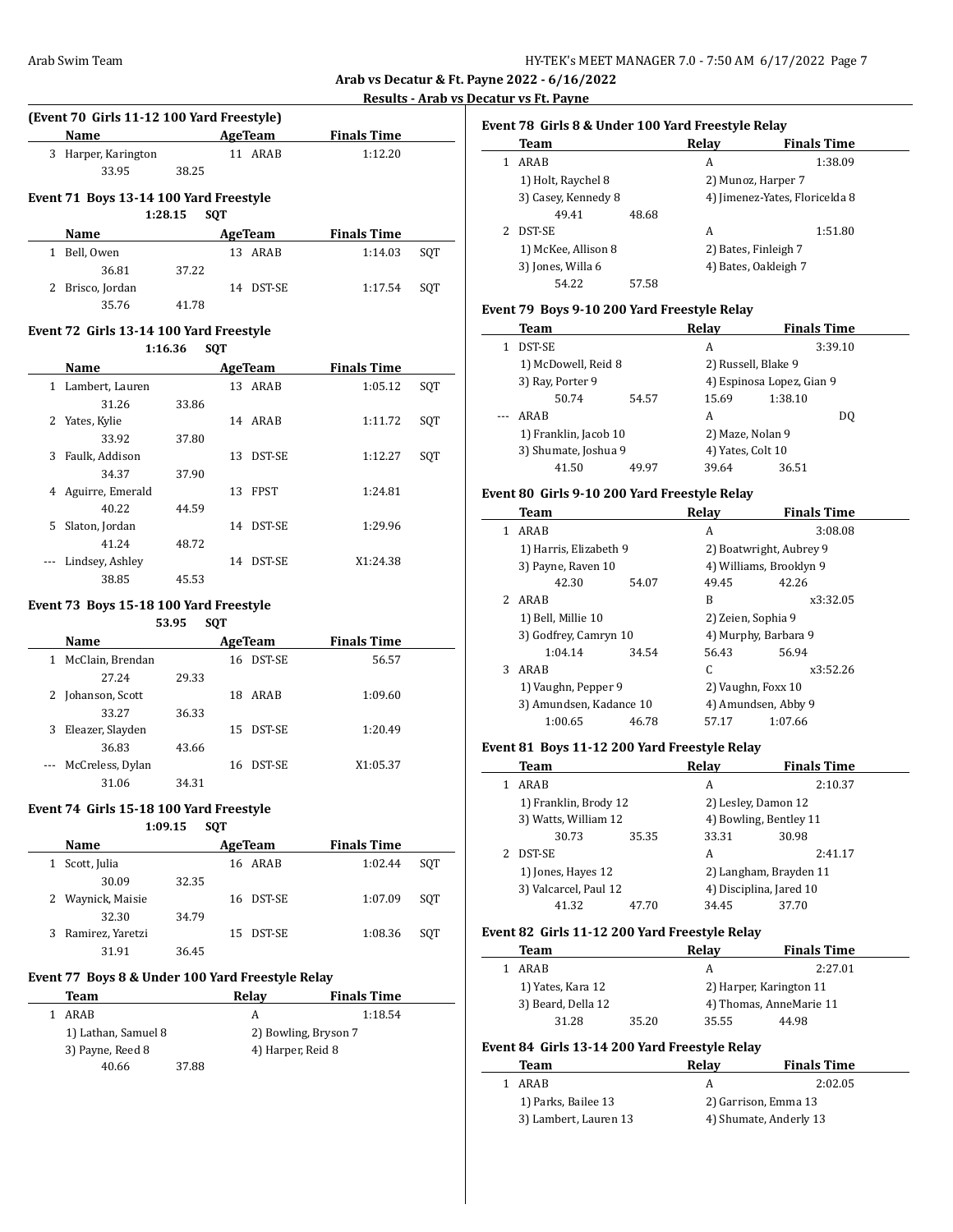**Arab vs Decatur & Ft. Payne 2022 - 6/16/2022**

**Results - Arab vs Decatur vs Ft. Payne**

### (Event 70 Girls 11-12 100 Yard Freestyle)

| | Name | Age | Team | Finals Time | |
|---|---|---|---|---|---|
| 3 | Harper, Karington | 11 | ARAB | 1:12.20 | |
| | 33.95 | 38.25 | | | |

### Event 71 Boys 13-14 100 Yard Freestyle

1:28.15 SQT

| | Name | Age | Team | Finals Time | |
|---|---|---|---|---|---|
| 1 | Bell, Owen | 13 | ARAB | 1:14.03 | SQT |
| | 36.81 | 37.22 | | | |
| 2 | Brisco, Jordan | 14 | DST-SE | 1:17.54 | SQT |
| | 35.76 | 41.78 | | | |

### Event 72 Girls 13-14 100 Yard Freestyle

1:16.36 SQT

| | Name | Age | Team | Finals Time | |
|---|---|---|---|---|---|
| 1 | Lambert, Lauren | 13 | ARAB | 1:05.12 | SQT |
| | 31.26 | 33.86 | | | |
| 2 | Yates, Kylie | 14 | ARAB | 1:11.72 | SQT |
| | 33.92 | 37.80 | | | |
| 3 | Faulk, Addison | 13 | DST-SE | 1:12.27 | SQT |
| | 34.37 | 37.90 | | | |
| 4 | Aguirre, Emerald | 13 | FPST | 1:24.81 | |
| | 40.22 | 44.59 | | | |
| 5 | Slaton, Jordan | 14 | DST-SE | 1:29.96 | |
| | 41.24 | 48.72 | | | |
| --- | Lindsey, Ashley | 14 | DST-SE | X1:24.38 | |
| | 38.85 | 45.53 | | | |

### Event 73 Boys 15-18 100 Yard Freestyle

53.95 SQT

| | Name | Age | Team | Finals Time | |
|---|---|---|---|---|---|
| 1 | McClain, Brendan | 16 | DST-SE | 56.57 | |
| | 27.24 | 29.33 | | | |
| 2 | Johanson, Scott | 18 | ARAB | 1:09.60 | |
| | 33.27 | 36.33 | | | |
| 3 | Eleazer, Slayden | 15 | DST-SE | 1:20.49 | |
| | 36.83 | 43.66 | | | |
| --- | McCreless, Dylan | 16 | DST-SE | X1:05.37 | |
| | 31.06 | 34.31 | | | |

### Event 74 Girls 15-18 100 Yard Freestyle

1:09.15 SQT

| | Name | Age | Team | Finals Time | |
|---|---|---|---|---|---|
| 1 | Scott, Julia | 16 | ARAB | 1:02.44 | SQT |
| | 30.09 | 32.35 | | | |
| 2 | Waynick, Maisie | 16 | DST-SE | 1:07.09 | SQT |
| | 32.30 | 34.79 | | | |
| 3 | Ramirez, Yaretzi | 15 | DST-SE | 1:08.36 | SQT |
| | 31.91 | 36.45 | | | |

### Event 77 Boys 8 & Under 100 Yard Freestyle Relay

| | Team | | Relay | Finals Time |
|---|---|---|---|---|
| 1 | ARAB | | A | 1:18.54 |
| | 1) Lathan, Samuel 8 | | 2) Bowling, Bryson 7 | |
| | 3) Payne, Reed 8 | | 4) Harper, Reid 8 | |
| | 40.66 | 37.88 | | |

### Event 78 Girls 8 & Under 100 Yard Freestyle Relay

| | Team | | Relay | Finals Time |
|---|---|---|---|---|
| 1 | ARAB | | A | 1:38.09 |
| | 1) Holt, Raychel 8 | | 2) Munoz, Harper 7 | |
| | 3) Casey, Kennedy 8 | | 4) Jimenez-Yates, Floricelda 8 | |
| | 49.41 | 48.68 | | |
| 2 | DST-SE | | A | 1:51.80 |
| | 1) McKee, Allison 8 | | 2) Bates, Finleigh 7 | |
| | 3) Jones, Willa 6 | | 4) Bates, Oakleigh 7 | |
| | 54.22 | 57.58 | | |

### Event 79 Boys 9-10 200 Yard Freestyle Relay

| | Team | | Relay | Finals Time |
|---|---|---|---|---|
| 1 | DST-SE | | A | 3:39.10 |
| | 1) McDowell, Reid 8 | | 2) Russell, Blake 9 | |
| | 3) Ray, Porter 9 | | 4) Espinosa Lopez, Gian 9 | |
| | 50.74 | 54.57 | 15.69 | 1:38.10 |
| --- | ARAB | | A | DQ |
| | 1) Franklin, Jacob 10 | | 2) Maze, Nolan 9 | |
| | 3) Shumate, Joshua 9 | | 4) Yates, Colt 10 | |
| | 41.50 | 49.97 | 39.64 | 36.51 |

### Event 80 Girls 9-10 200 Yard Freestyle Relay

| | Team | | Relay | Finals Time |
|---|---|---|---|---|
| 1 | ARAB | | A | 3:08.08 |
| | 1) Harris, Elizabeth 9 | | 2) Boatwright, Aubrey 9 | |
| | 3) Payne, Raven 10 | | 4) Williams, Brooklyn 9 | |
| | 42.30 | 54.07 | 49.45 | 42.26 |
| 2 | ARAB | | B | x3:32.05 |
| | 1) Bell, Millie 10 | | 2) Zeien, Sophia 9 | |
| | 3) Godfrey, Camryn 10 | | 4) Murphy, Barbara 9 | |
| | 1:04.14 | 34.54 | 56.43 | 56.94 |
| 3 | ARAB | | C | x3:52.26 |
| | 1) Vaughn, Pepper 9 | | 2) Vaughn, Foxx 10 | |
| | 3) Amundsen, Kadance 10 | | 4) Amundsen, Abby 9 | |
| | 1:00.65 | 46.78 | 57.17 | 1:07.66 |

### Event 81 Boys 11-12 200 Yard Freestyle Relay

| | Team | | Relay | Finals Time |
|---|---|---|---|---|
| 1 | ARAB | | A | 2:10.37 |
| | 1) Franklin, Brody 12 | | 2) Lesley, Damon 12 | |
| | 3) Watts, William 12 | | 4) Bowling, Bentley 11 | |
| | 30.73 | 35.35 | 33.31 | 30.98 |
| 2 | DST-SE | | A | 2:41.17 |
| | 1) Jones, Hayes 12 | | 2) Langham, Brayden 11 | |
| | 3) Valcarcel, Paul 12 | | 4) Disciplina, Jared 10 | |
| | 41.32 | 47.70 | 34.45 | 37.70 |

### Event 82 Girls 11-12 200 Yard Freestyle Relay

| | Team | | Relay | Finals Time |
|---|---|---|---|---|
| 1 | ARAB | | A | 2:27.01 |
| | 1) Yates, Kara 12 | | 2) Harper, Karington 11 | |
| | 3) Beard, Della 12 | | 4) Thomas, AnneMarie 11 | |
| | 31.28 | 35.20 | 35.55 | 44.98 |

### Event 84 Girls 13-14 200 Yard Freestyle Relay

| | Team | | Relay | Finals Time |
|---|---|---|---|---|
| 1 | ARAB | | A | 2:02.05 |
| | 1) Parks, Bailee 13 | | 2) Garrison, Emma 13 | |
| | 3) Lambert, Lauren 13 | | 4) Shumate, Anderly 13 | |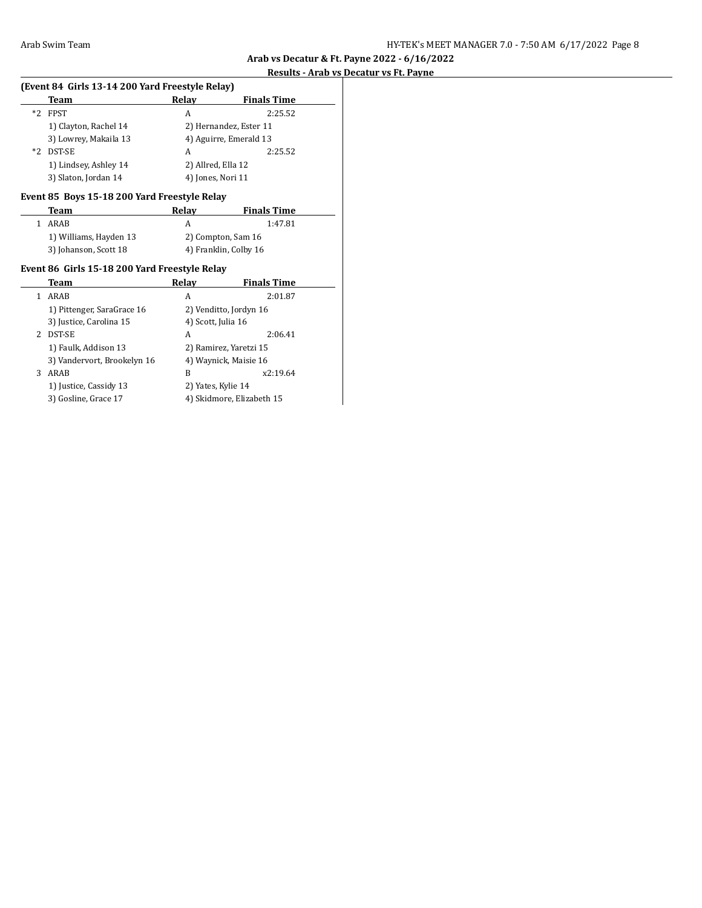Arab vs Decatur & Ft. Payne 2022 - 6/16/2022

Results - Arab vs Decatur vs Ft. Payne

### (Event 84 Girls 13-14 200 Yard Freestyle Relay)

| | Team | Relay | Finals Time |
|---|---|---|---|
| *2 | FPST | A | 2:25.52 |
| | 1) Clayton, Rachel 14 | 2) Hernandez, Ester 11 | |
| | 3) Lowrey, Makaila 13 | 4) Aguirre, Emerald 13 | |
| *2 | DST-SE | A | 2:25.52 |
| | 1) Lindsey, Ashley 14 | 2) Allred, Ella 12 | |
| | 3) Slaton, Jordan 14 | 4) Jones, Nori 11 | |

### Event 85 Boys 15-18 200 Yard Freestyle Relay

| | Team | Relay | Finals Time |
|---|---|---|---|
| 1 | ARAB | A | 1:47.81 |
| | 1) Williams, Hayden 13 | 2) Compton, Sam 16 | |
| | 3) Johanson, Scott 18 | 4) Franklin, Colby 16 | |

### Event 86 Girls 15-18 200 Yard Freestyle Relay

| | Team | Relay | Finals Time |
|---|---|---|---|
| 1 | ARAB | A | 2:01.87 |
| | 1) Pittenger, SaraGrace 16 | 2) Venditto, Jordyn 16 | |
| | 3) Justice, Carolina 15 | 4) Scott, Julia 16 | |
| 2 | DST-SE | A | 2:06.41 |
| | 1) Faulk, Addison 13 | 2) Ramirez, Yaretzi 15 | |
| | 3) Vandervort, Brookelyn 16 | 4) Waynick, Maisie 16 | |
| 3 | ARAB | B | x2:19.64 |
| | 1) Justice, Cassidy 13 | 2) Yates, Kylie 14 | |
| | 3) Gosline, Grace 17 | 4) Skidmore, Elizabeth 15 | |